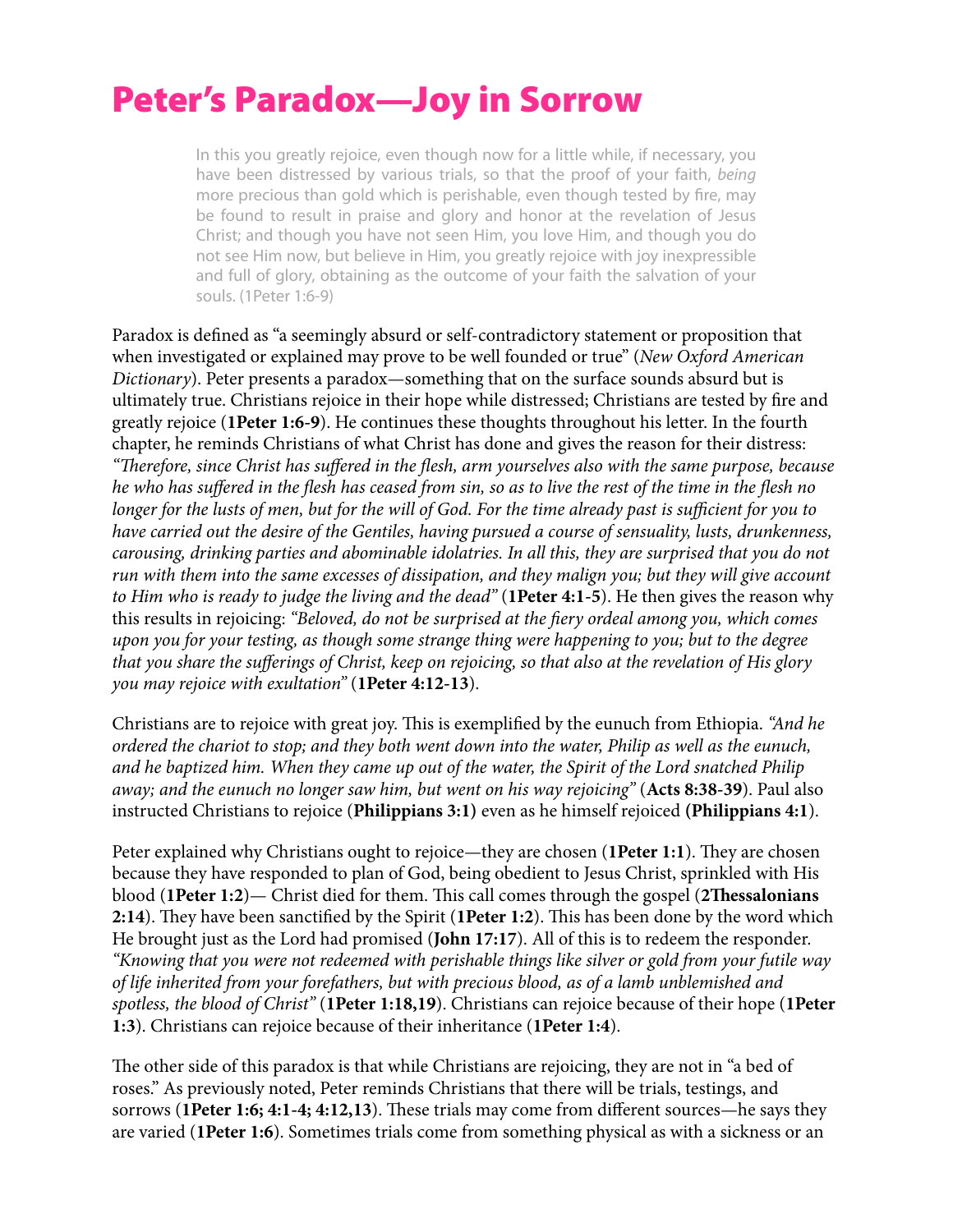# Peter's Paradox—Joy in Sorrow

> In this you greatly rejoice, even though now for a little while, if necessary, you have been distressed by various trials, so that the proof of your faith, *being* more precious than gold which is perishable, even though tested by fire, may be found to result in praise and glory and honor at the revelation of Jesus Christ; and though you have not seen Him, you love Him, and though you do not see Him now, but believe in Him, you greatly rejoice with joy inexpressible and full of glory, obtaining as the outcome of your faith the salvation of your souls. (1Peter 1:6-9)

Paradox is defined as "a seemingly absurd or self-contradictory statement or proposition that when investigated or explained may prove to be well founded or true" (*New Oxford American Dictionary*). Peter presents a paradox—something that on the surface sounds absurd but is ultimately true. Christians rejoice in their hope while distressed; Christians are tested by fire and greatly rejoice (**1Peter 1:6-9**). He continues these thoughts throughout his letter. In the fourth chapter, he reminds Christians of what Christ has done and gives the reason for their distress: *"Therefore, since Christ has suffered in the flesh, arm yourselves also with the same purpose, because he who has suffered in the flesh has ceased from sin, so as to live the rest of the time in the flesh no longer for the lusts of men, but for the will of God. For the time already past is sufficient for you to have carried out the desire of the Gentiles, having pursued a course of sensuality, lusts, drunkenness, carousing, drinking parties and abominable idolatries. In all this, they are surprised that you do not run with them into the same excesses of dissipation, and they malign you; but they will give account to Him who is ready to judge the living and the dead"* (**1Peter 4:1-5**). He then gives the reason why this results in rejoicing: *"Beloved, do not be surprised at the fiery ordeal among you, which comes upon you for your testing, as though some strange thing were happening to you; but to the degree that you share the sufferings of Christ, keep on rejoicing, so that also at the revelation of His glory you may rejoice with exultation"* (**1Peter 4:12-13**).

Christians are to rejoice with great joy. This is exemplified by the eunuch from Ethiopia. *"And he ordered the chariot to stop; and they both went down into the water, Philip as well as the eunuch, and he baptized him. When they came up out of the water, the Spirit of the Lord snatched Philip away; and the eunuch no longer saw him, but went on his way rejoicing"* (**Acts 8:38-39**). Paul also instructed Christians to rejoice (**Philippians 3:1)** even as he himself rejoiced **(Philippians 4:1**).

Peter explained why Christians ought to rejoice—they are chosen (**1Peter 1:1**). They are chosen because they have responded to plan of God, being obedient to Jesus Christ, sprinkled with His blood (**1Peter 1:2**)— Christ died for them. This call comes through the gospel (**2Thessalonians 2:14**). They have been sanctified by the Spirit (**1Peter 1:2**). This has been done by the word which He brought just as the Lord had promised (**John 17:17**). All of this is to redeem the responder. *"Knowing that you were not redeemed with perishable things like silver or gold from your futile way of life inherited from your forefathers, but with precious blood, as of a lamb unblemished and spotless, the blood of Christ"* (**1Peter 1:18,19**). Christians can rejoice because of their hope (**1Peter 1:3**). Christians can rejoice because of their inheritance (**1Peter 1:4**).

The other side of this paradox is that while Christians are rejoicing, they are not in "a bed of roses." As previously noted, Peter reminds Christians that there will be trials, testings, and sorrows (**1Peter 1:6; 4:1-4; 4:12,13**). These trials may come from different sources—he says they are varied (**1Peter 1:6**). Sometimes trials come from something physical as with a sickness or an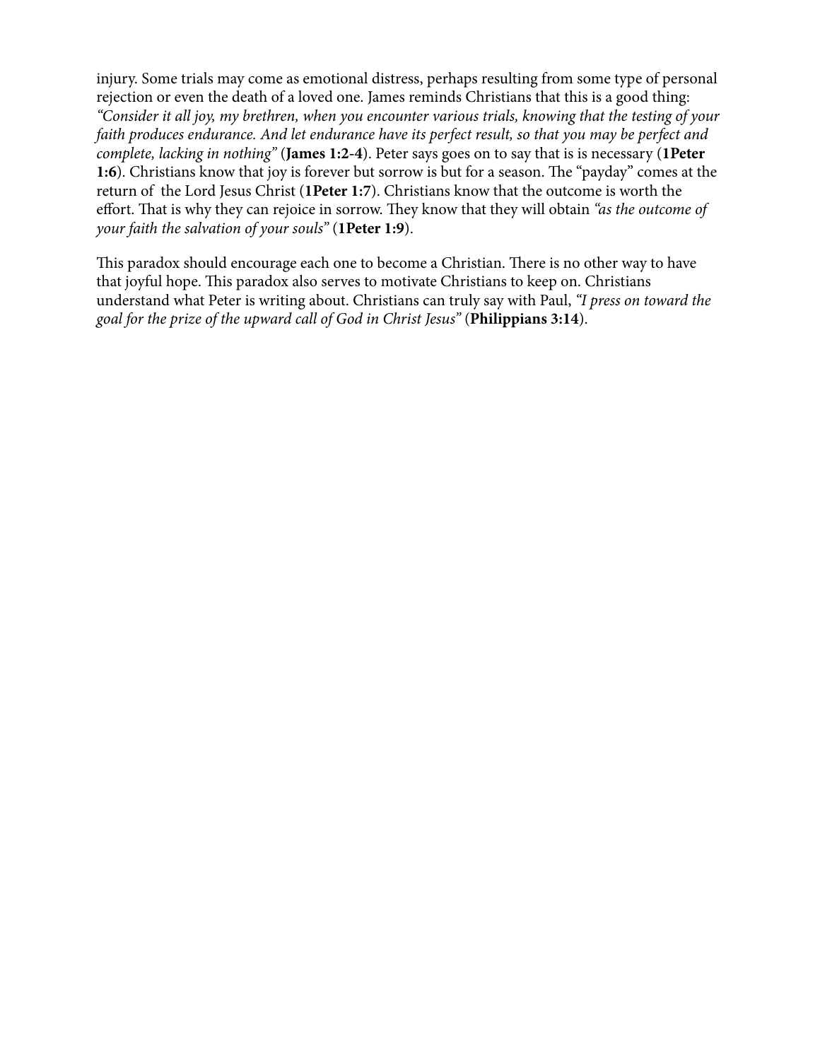injury. Some trials may come as emotional distress, perhaps resulting from some type of personal rejection or even the death of a loved one. James reminds Christians that this is a good thing: *"Consider it all joy, my brethren, when you encounter various trials, knowing that the testing of your faith produces endurance. And let endurance have its perfect result, so that you may be perfect and complete, lacking in nothing"* (**James 1:2-4**). Peter says goes on to say that is is necessary (**1Peter 1:6**). Christians know that joy is forever but sorrow is but for a season. The "payday" comes at the return of the Lord Jesus Christ (**1Peter 1:7**). Christians know that the outcome is worth the effort. That is why they can rejoice in sorrow. They know that they will obtain *"as the outcome of your faith the salvation of your souls"* (**1Peter 1:9**).

This paradox should encourage each one to become a Christian. There is no other way to have that joyful hope. This paradox also serves to motivate Christians to keep on. Christians understand what Peter is writing about. Christians can truly say with Paul, *"I press on toward the goal for the prize of the upward call of God in Christ Jesus"* (**Philippians 3:14**).